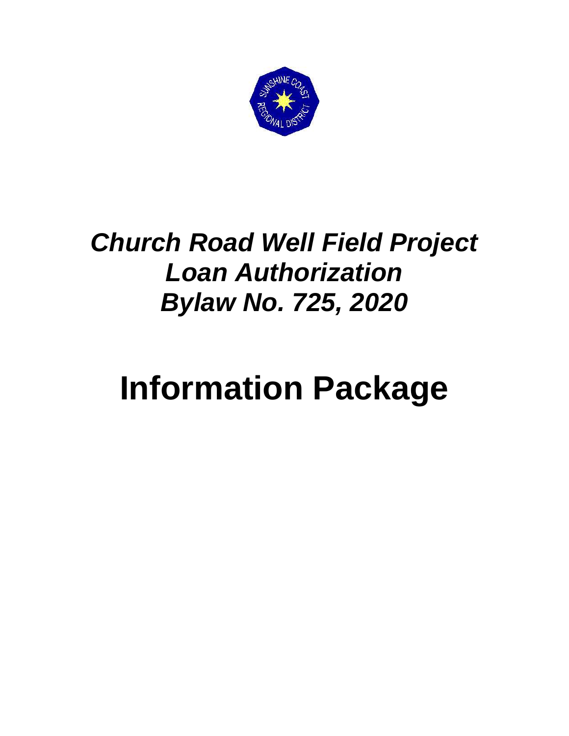# *Church Road Well Field Project Loan Authorization Bylaw No. 725, 2020*

# Information Package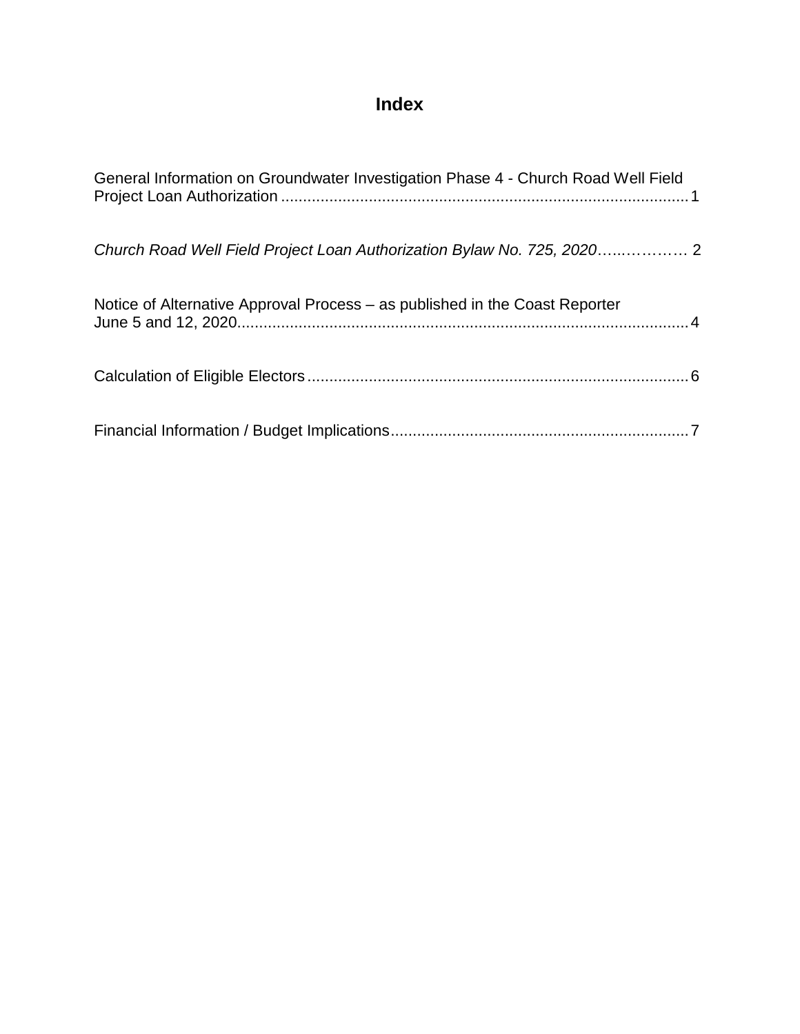# Index

General Information on Groundwater Investigation Phase 4 - Church Road Well Field Project Loan Authorization .......... 1

*Church Road Well Field Project Loan Authorization Bylaw No. 725, 2020*.......... 2

Notice of Alternative Approval Process – as published in the Coast Reporter June 5 and 12, 2020.......... 4

Calculation of Eligible Electors.......... 6

Financial Information / Budget Implications.......... 7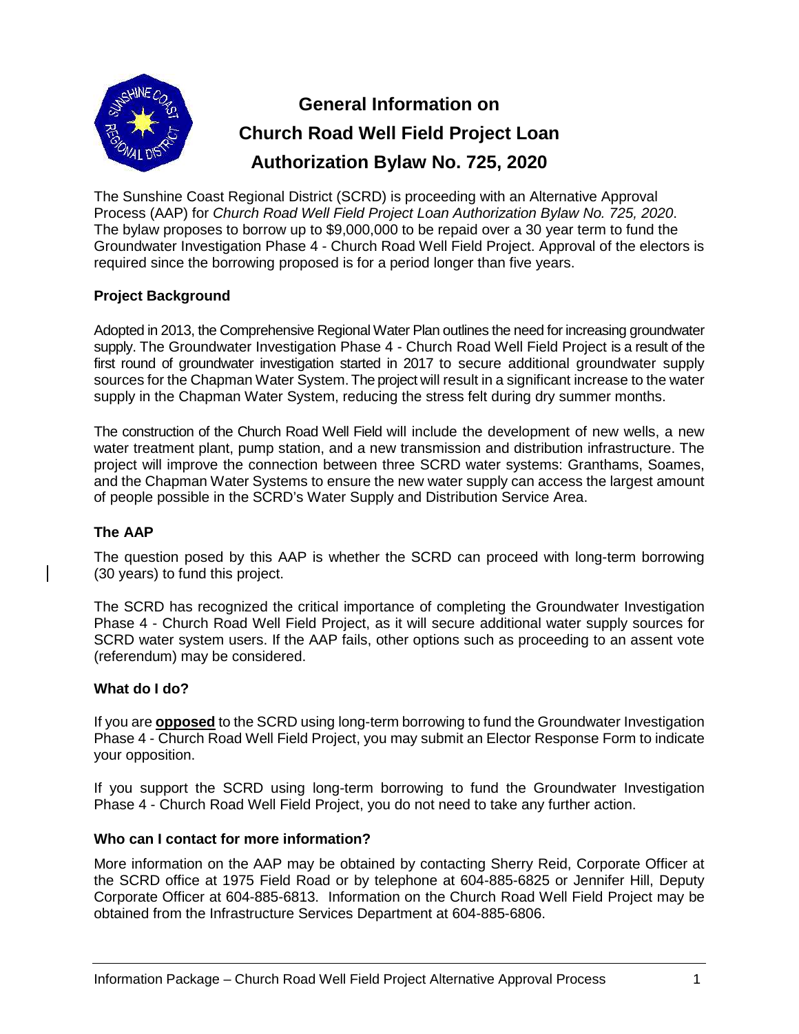# General Information on Church Road Well Field Project Loan Authorization Bylaw No. 725, 2020

The Sunshine Coast Regional District (SCRD) is proceeding with an Alternative Approval Process (AAP) for *Church Road Well Field Project Loan Authorization Bylaw No. 725, 2020*. The bylaw proposes to borrow up to $9,000,000 to be repaid over a 30 year term to fund the Groundwater Investigation Phase 4 - Church Road Well Field Project. Approval of the electors is required since the borrowing proposed is for a period longer than five years.

**Project Background**

Adopted in 2013, the Comprehensive Regional Water Plan outlines the need for increasing groundwater supply. The Groundwater Investigation Phase 4 - Church Road Well Field Project is a result of the first round of groundwater investigation started in 2017 to secure additional groundwater supply sources for the Chapman Water System. The project will result in a significant increase to the water supply in the Chapman Water System, reducing the stress felt during dry summer months.

The construction of the Church Road Well Field will include the development of new wells, a new water treatment plant, pump station, and a new transmission and distribution infrastructure. The project will improve the connection between three SCRD water systems: Granthams, Soames, and the Chapman Water Systems to ensure the new water supply can access the largest amount of people possible in the SCRD's Water Supply and Distribution Service Area.

**The AAP**

The question posed by this AAP is whether the SCRD can proceed with long-term borrowing (30 years) to fund this project.

The SCRD has recognized the critical importance of completing the Groundwater Investigation Phase 4 - Church Road Well Field Project, as it will secure additional water supply sources for SCRD water system users. If the AAP fails, other options such as proceeding to an assent vote (referendum) may be considered.

**What do I do?**

If you are **opposed** to the SCRD using long-term borrowing to fund the Groundwater Investigation Phase 4 - Church Road Well Field Project, you may submit an Elector Response Form to indicate your opposition.

If you support the SCRD using long-term borrowing to fund the Groundwater Investigation Phase 4 - Church Road Well Field Project, you do not need to take any further action.

**Who can I contact for more information?**

More information on the AAP may be obtained by contacting Sherry Reid, Corporate Officer at the SCRD office at 1975 Field Road or by telephone at 604-885-6825 or Jennifer Hill, Deputy Corporate Officer at 604-885-6813. Information on the Church Road Well Field Project may be obtained from the Infrastructure Services Department at 604-885-6806.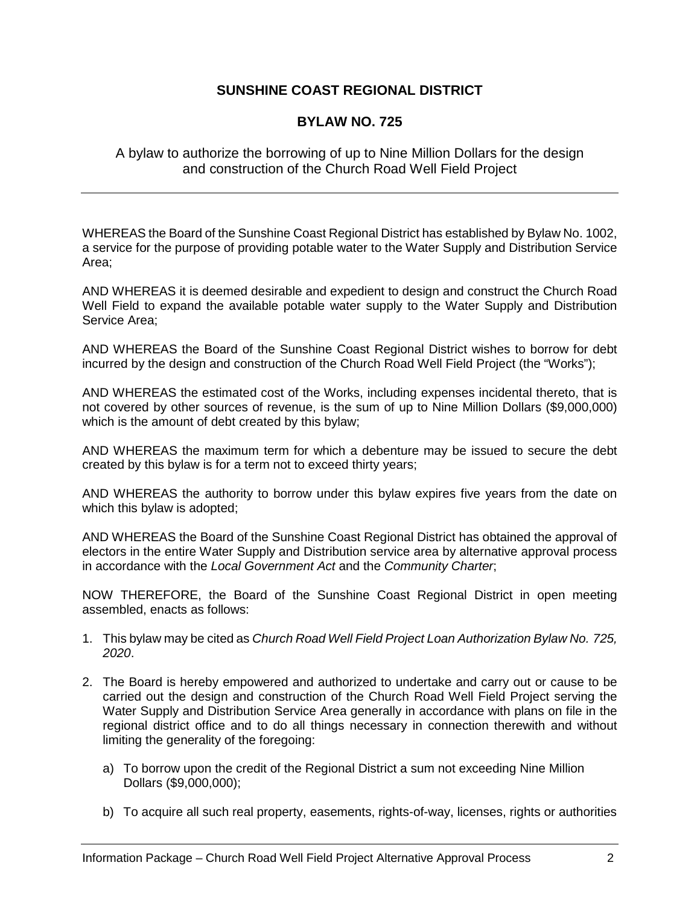**SUNSHINE COAST REGIONAL DISTRICT**

**BYLAW NO. 725**

A bylaw to authorize the borrowing of up to Nine Million Dollars for the design and construction of the Church Road Well Field Project

---

WHEREAS the Board of the Sunshine Coast Regional District has established by Bylaw No. 1002, a service for the purpose of providing potable water to the Water Supply and Distribution Service Area;

AND WHEREAS it is deemed desirable and expedient to design and construct the Church Road Well Field to expand the available potable water supply to the Water Supply and Distribution Service Area;

AND WHEREAS the Board of the Sunshine Coast Regional District wishes to borrow for debt incurred by the design and construction of the Church Road Well Field Project (the "Works");

AND WHEREAS the estimated cost of the Works, including expenses incidental thereto, that is not covered by other sources of revenue, is the sum of up to Nine Million Dollars ($9,000,000) which is the amount of debt created by this bylaw;

AND WHEREAS the maximum term for which a debenture may be issued to secure the debt created by this bylaw is for a term not to exceed thirty years;

AND WHEREAS the authority to borrow under this bylaw expires five years from the date on which this bylaw is adopted;

AND WHEREAS the Board of the Sunshine Coast Regional District has obtained the approval of electors in the entire Water Supply and Distribution service area by alternative approval process in accordance with the *Local Government Act* and the *Community Charter*;

NOW THEREFORE, the Board of the Sunshine Coast Regional District in open meeting assembled, enacts as follows:

1. This bylaw may be cited as *Church Road Well Field Project Loan Authorization Bylaw No. 725, 2020*.

2. The Board is hereby empowered and authorized to undertake and carry out or cause to be carried out the design and construction of the Church Road Well Field Project serving the Water Supply and Distribution Service Area generally in accordance with plans on file in the regional district office and to do all things necessary in connection therewith and without limiting the generality of the foregoing:

   a) To borrow upon the credit of the Regional District a sum not exceeding Nine Million Dollars ($9,000,000);

   b) To acquire all such real property, easements, rights-of-way, licenses, rights or authorities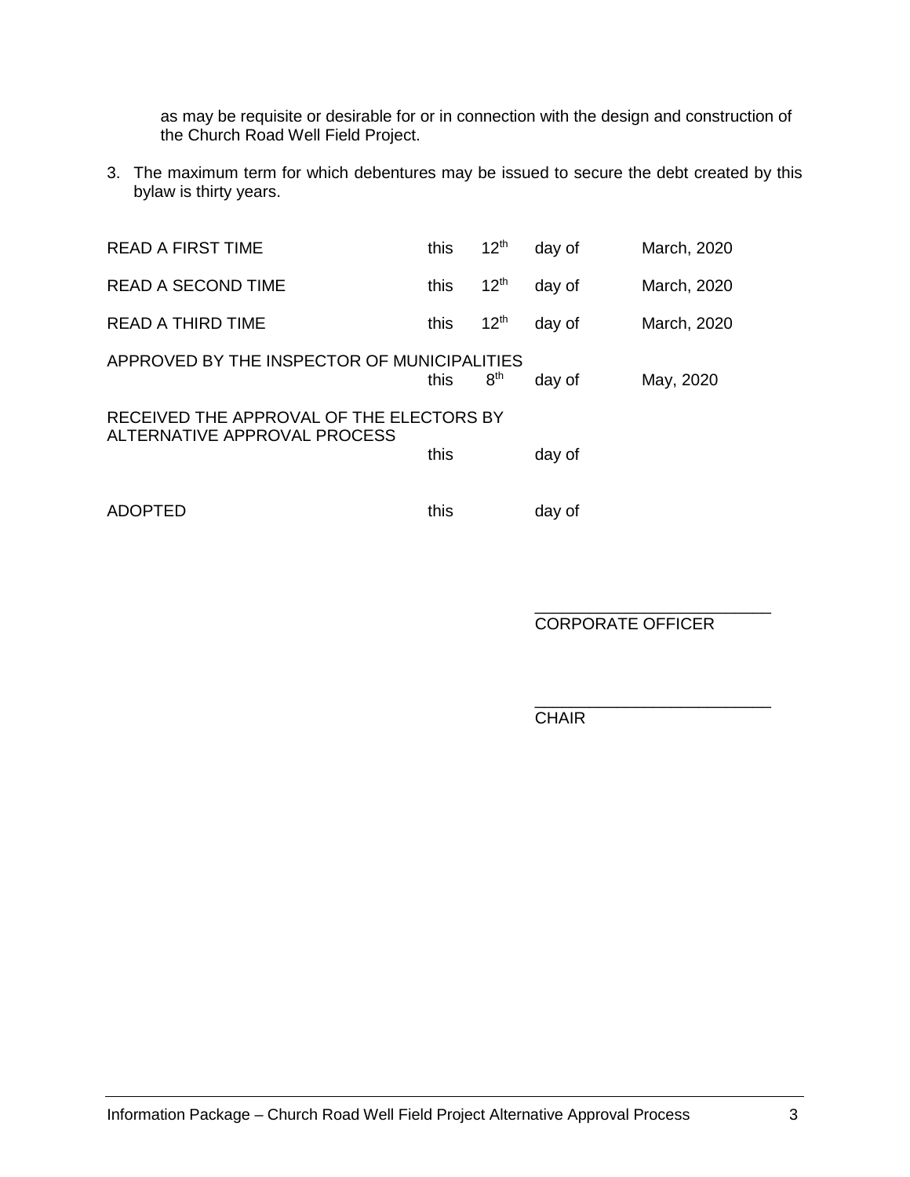as may be requisite or desirable for or in connection with the design and construction of the Church Road Well Field Project.

3. The maximum term for which debentures may be issued to secure the debt created by this bylaw is thirty years.

| | | | | |
|---|---|---|---|---|
| READ A FIRST TIME | this | 12th | day of | March, 2020 |
| READ A SECOND TIME | this | 12th | day of | March, 2020 |
| READ A THIRD TIME | this | 12th | day of | March, 2020 |
| APPROVED BY THE INSPECTOR OF MUNICIPALITIES | this | 8th | day of | May, 2020 |
| RECEIVED THE APPROVAL OF THE ELECTORS BY ALTERNATIVE APPROVAL PROCESS | this | | day of | |
| ADOPTED | this | | day of | |

\_\_\_\_\_\_\_\_\_\_\_\_\_\_\_\_\_\_\_\_\_\_\_\_\_\_
CORPORATE OFFICER

\_\_\_\_\_\_\_\_\_\_\_\_\_\_\_\_\_\_\_\_\_\_\_\_\_\_
CHAIR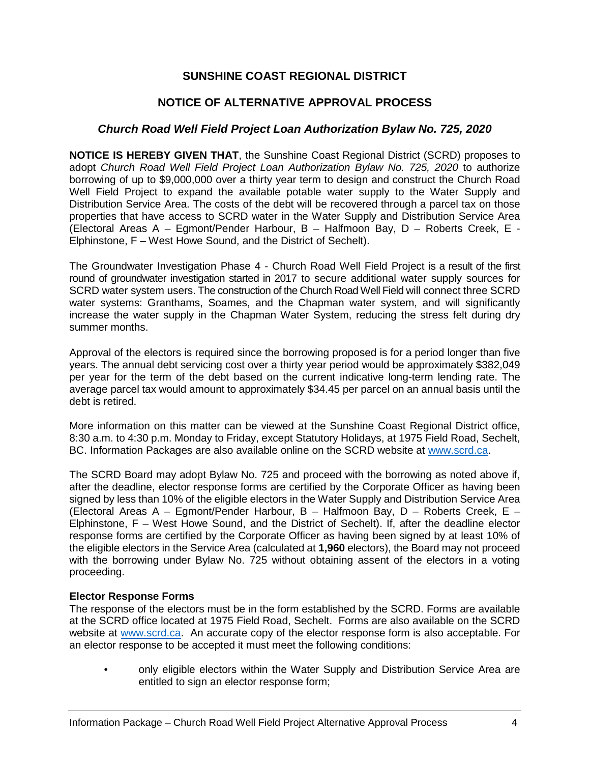# SUNSHINE COAST REGIONAL DISTRICT

## NOTICE OF ALTERNATIVE APPROVAL PROCESS

### *Church Road Well Field Project Loan Authorization Bylaw No. 725, 2020*

**NOTICE IS HEREBY GIVEN THAT**, the Sunshine Coast Regional District (SCRD) proposes to adopt *Church Road Well Field Project Loan Authorization Bylaw No. 725, 2020* to authorize borrowing of up to $9,000,000 over a thirty year term to design and construct the Church Road Well Field Project to expand the available potable water supply to the Water Supply and Distribution Service Area. The costs of the debt will be recovered through a parcel tax on those properties that have access to SCRD water in the Water Supply and Distribution Service Area (Electoral Areas A – Egmont/Pender Harbour, B – Halfmoon Bay, D – Roberts Creek, E - Elphinstone, F – West Howe Sound, and the District of Sechelt).

The Groundwater Investigation Phase 4 - Church Road Well Field Project is a result of the first round of groundwater investigation started in 2017 to secure additional water supply sources for SCRD water system users. The construction of the Church Road Well Field will connect three SCRD water systems: Granthams, Soames, and the Chapman water system, and will significantly increase the water supply in the Chapman Water System, reducing the stress felt during dry summer months.

Approval of the electors is required since the borrowing proposed is for a period longer than five years. The annual debt servicing cost over a thirty year period would be approximately $382,049 per year for the term of the debt based on the current indicative long-term lending rate. The average parcel tax would amount to approximately $34.45 per parcel on an annual basis until the debt is retired.

More information on this matter can be viewed at the Sunshine Coast Regional District office, 8:30 a.m. to 4:30 p.m. Monday to Friday, except Statutory Holidays, at 1975 Field Road, Sechelt, BC. Information Packages are also available online on the SCRD website at www.scrd.ca.

The SCRD Board may adopt Bylaw No. 725 and proceed with the borrowing as noted above if, after the deadline, elector response forms are certified by the Corporate Officer as having been signed by less than 10% of the eligible electors in the Water Supply and Distribution Service Area (Electoral Areas A – Egmont/Pender Harbour, B – Halfmoon Bay, D – Roberts Creek, E – Elphinstone, F – West Howe Sound, and the District of Sechelt). If, after the deadline elector response forms are certified by the Corporate Officer as having been signed by at least 10% of the eligible electors in the Service Area (calculated at **1,960** electors), the Board may not proceed with the borrowing under Bylaw No. 725 without obtaining assent of the electors in a voting proceeding.

**Elector Response Forms**

The response of the electors must be in the form established by the SCRD. Forms are available at the SCRD office located at 1975 Field Road, Sechelt. Forms are also available on the SCRD website at www.scrd.ca. An accurate copy of the elector response form is also acceptable. For an elector response to be accepted it must meet the following conditions:

- only eligible electors within the Water Supply and Distribution Service Area are entitled to sign an elector response form;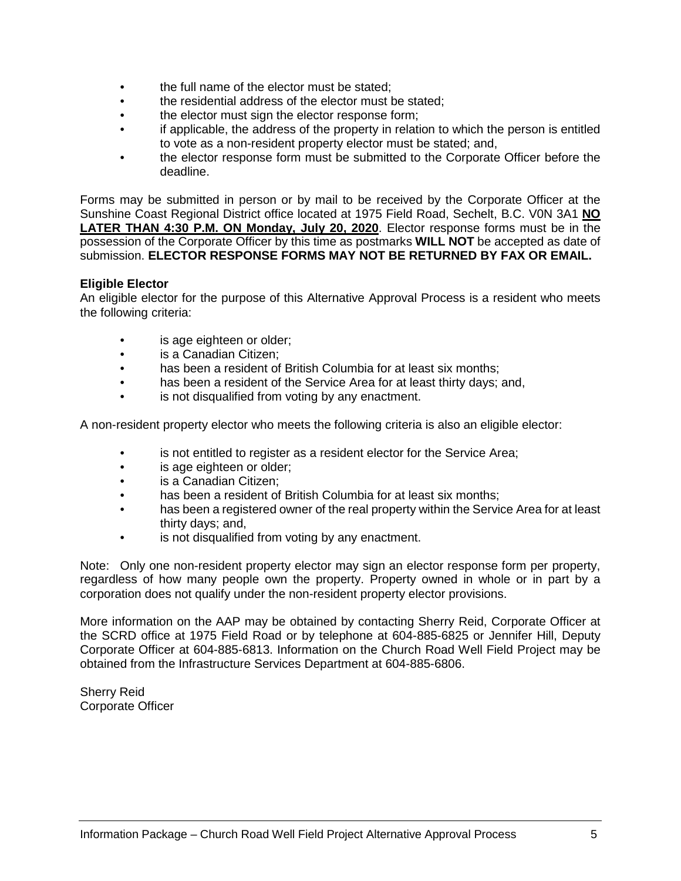- the full name of the elector must be stated;
- the residential address of the elector must be stated;
- the elector must sign the elector response form;
- if applicable, the address of the property in relation to which the person is entitled to vote as a non-resident property elector must be stated; and,
- the elector response form must be submitted to the Corporate Officer before the deadline.

Forms may be submitted in person or by mail to be received by the Corporate Officer at the Sunshine Coast Regional District office located at 1975 Field Road, Sechelt, B.C. V0N 3A1 **NO LATER THAN 4:30 P.M. ON Monday, July 20, 2020**. Elector response forms must be in the possession of the Corporate Officer by this time as postmarks **WILL NOT** be accepted as date of submission. **ELECTOR RESPONSE FORMS MAY NOT BE RETURNED BY FAX OR EMAIL.**

**Eligible Elector**

An eligible elector for the purpose of this Alternative Approval Process is a resident who meets the following criteria:

- is age eighteen or older;
- is a Canadian Citizen;
- has been a resident of British Columbia for at least six months;
- has been a resident of the Service Area for at least thirty days; and,
- is not disqualified from voting by any enactment.

A non-resident property elector who meets the following criteria is also an eligible elector:

- is not entitled to register as a resident elector for the Service Area;
- is age eighteen or older;
- is a Canadian Citizen;
- has been a resident of British Columbia for at least six months;
- has been a registered owner of the real property within the Service Area for at least thirty days; and,
- is not disqualified from voting by any enactment.

Note: Only one non-resident property elector may sign an elector response form per property, regardless of how many people own the property. Property owned in whole or in part by a corporation does not qualify under the non-resident property elector provisions.

More information on the AAP may be obtained by contacting Sherry Reid, Corporate Officer at the SCRD office at 1975 Field Road or by telephone at 604-885-6825 or Jennifer Hill, Deputy Corporate Officer at 604-885-6813. Information on the Church Road Well Field Project may be obtained from the Infrastructure Services Department at 604-885-6806.

Sherry Reid
Corporate Officer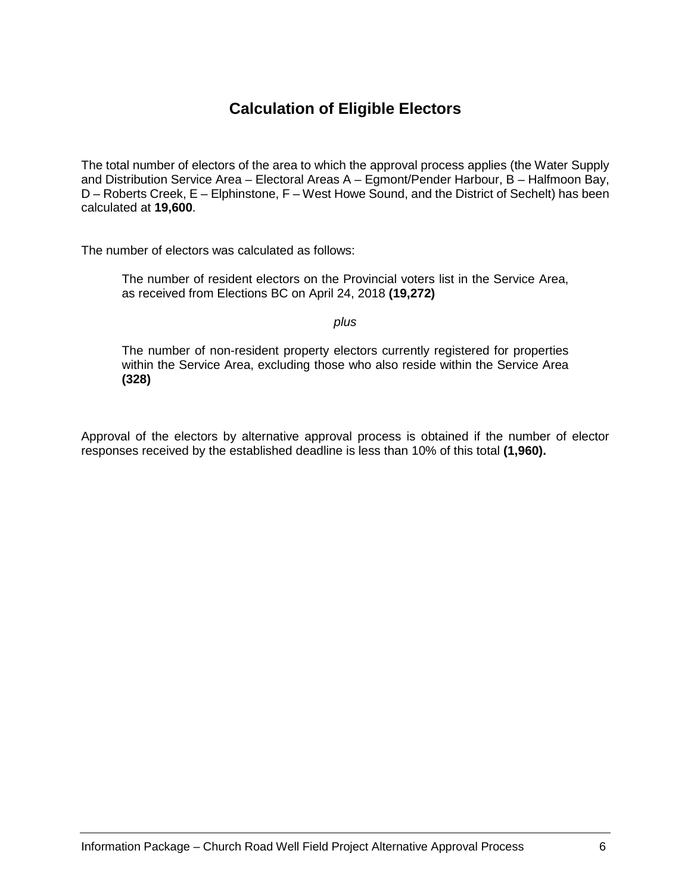# Calculation of Eligible Electors

The total number of electors of the area to which the approval process applies (the Water Supply and Distribution Service Area – Electoral Areas A – Egmont/Pender Harbour, B – Halfmoon Bay, D – Roberts Creek, E – Elphinstone, F – West Howe Sound, and the District of Sechelt) has been calculated at **19,600**.

The number of electors was calculated as follows:

> The number of resident electors on the Provincial voters list in the Service Area, as received from Elections BC on April 24, 2018 **(19,272)**
>
> *plus*
>
> The number of non-resident property electors currently registered for properties within the Service Area, excluding those who also reside within the Service Area **(328)**

Approval of the electors by alternative approval process is obtained if the number of elector responses received by the established deadline is less than 10% of this total **(1,960).**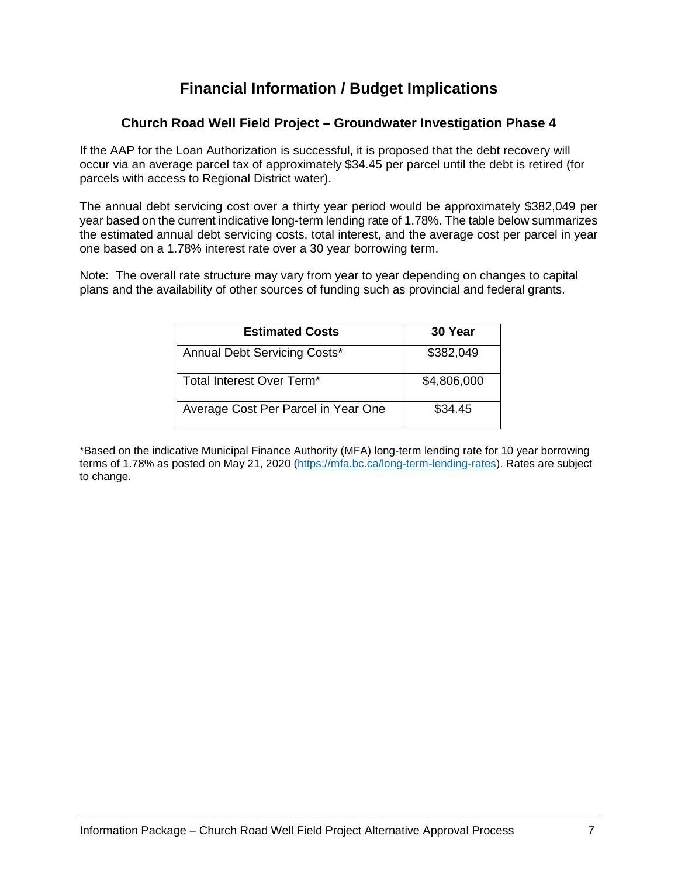# Financial Information / Budget Implications

## Church Road Well Field Project – Groundwater Investigation Phase 4

If the AAP for the Loan Authorization is successful, it is proposed that the debt recovery will occur via an average parcel tax of approximately $34.45 per parcel until the debt is retired (for parcels with access to Regional District water).

The annual debt servicing cost over a thirty year period would be approximately $382,049 per year based on the current indicative long-term lending rate of 1.78%. The table below summarizes the estimated annual debt servicing costs, total interest, and the average cost per parcel in year one based on a 1.78% interest rate over a 30 year borrowing term.

Note: The overall rate structure may vary from year to year depending on changes to capital plans and the availability of other sources of funding such as provincial and federal grants.

| Estimated Costs | 30 Year |
|---|---|
| Annual Debt Servicing Costs* | $382,049 |
| Total Interest Over Term* | $4,806,000 |
| Average Cost Per Parcel in Year One | $34.45 |

*Based on the indicative Municipal Finance Authority (MFA) long-term lending rate for 10 year borrowing terms of 1.78% as posted on May 21, 2020 (https://mfa.bc.ca/long-term-lending-rates). Rates are subject to change.